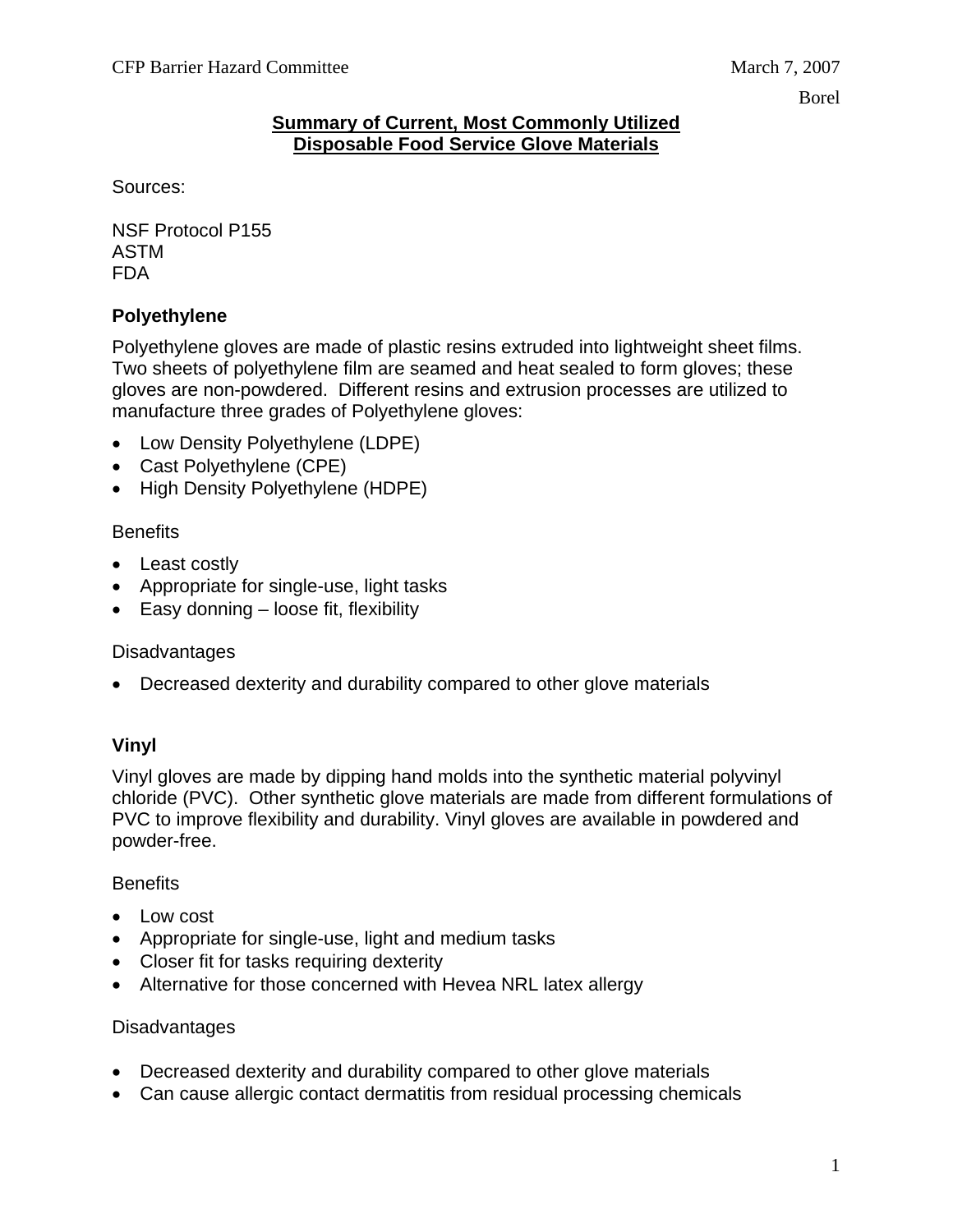CFP Barrier Hazard Committee March 7, 2007

Borel

## Summary of Current, Most Commonly Utilized Disposable Food Service Glove Materials

Sources:

NSF Protocol P155
ASTM
FDA

### Polyethylene

Polyethylene gloves are made of plastic resins extruded into lightweight sheet films. Two sheets of polyethylene film are seamed and heat sealed to form gloves; these gloves are non-powdered. Different resins and extrusion processes are utilized to manufacture three grades of Polyethylene gloves:

- Low Density Polyethylene (LDPE)
- Cast Polyethylene (CPE)
- High Density Polyethylene (HDPE)

Benefits

- Least costly
- Appropriate for single-use, light tasks
- Easy donning – loose fit, flexibility

Disadvantages

- Decreased dexterity and durability compared to other glove materials

### Vinyl

Vinyl gloves are made by dipping hand molds into the synthetic material polyvinyl chloride (PVC). Other synthetic glove materials are made from different formulations of PVC to improve flexibility and durability. Vinyl gloves are available in powdered and powder-free.

Benefits

- Low cost
- Appropriate for single-use, light and medium tasks
- Closer fit for tasks requiring dexterity
- Alternative for those concerned with Hevea NRL latex allergy

Disadvantages

- Decreased dexterity and durability compared to other glove materials
- Can cause allergic contact dermatitis from residual processing chemicals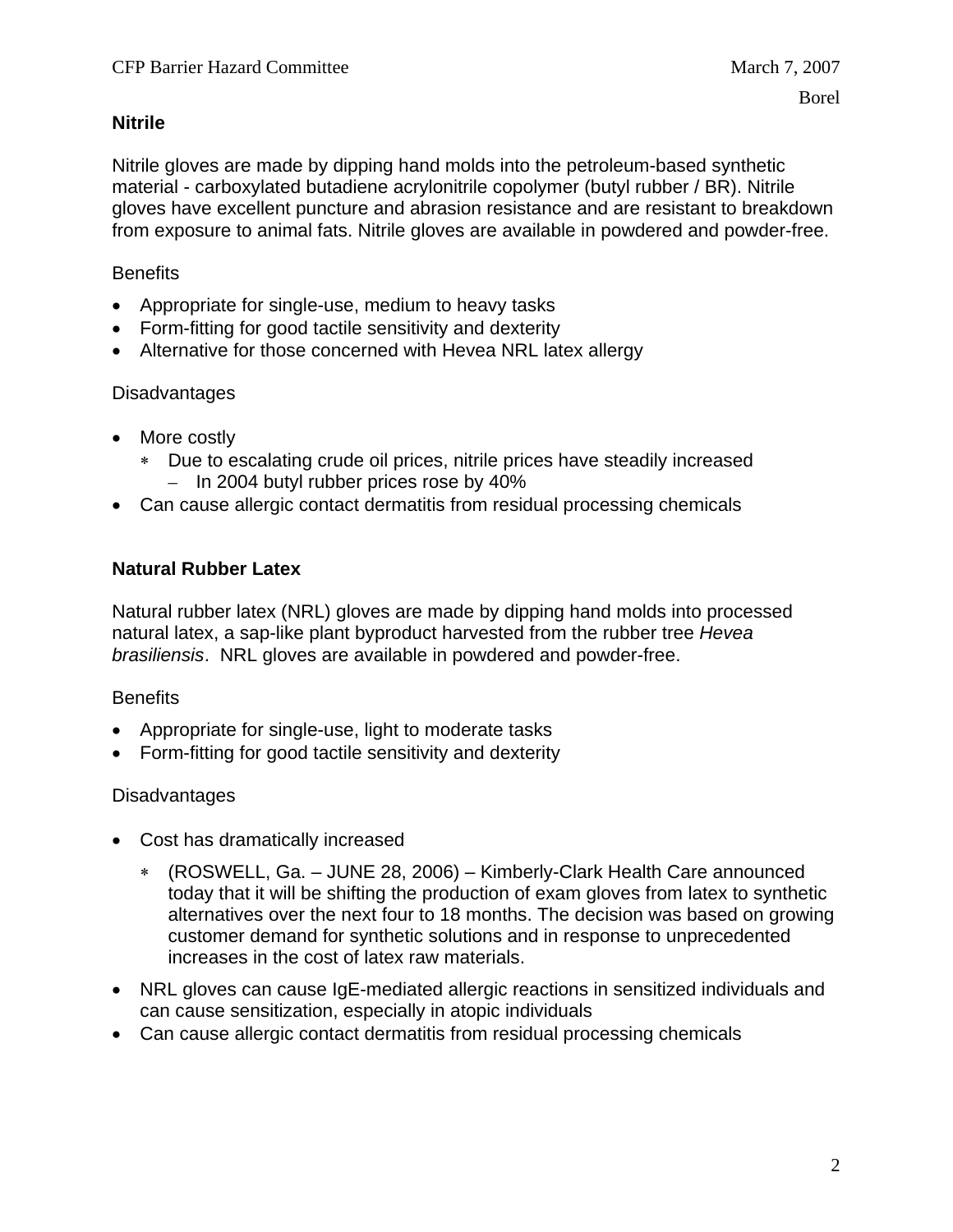**Nitrile**

Nitrile gloves are made by dipping hand molds into the petroleum-based synthetic material - carboxylated butadiene acrylonitrile copolymer (butyl rubber / BR). Nitrile gloves have excellent puncture and abrasion resistance and are resistant to breakdown from exposure to animal fats. Nitrile gloves are available in powdered and powder-free.

Benefits

- Appropriate for single-use, medium to heavy tasks
- Form-fitting for good tactile sensitivity and dexterity
- Alternative for those concerned with Hevea NRL latex allergy

Disadvantages

- More costly
  - Due to escalating crude oil prices, nitrile prices have steadily increased
    - In 2004 butyl rubber prices rose by 40%
- Can cause allergic contact dermatitis from residual processing chemicals

**Natural Rubber Latex**

Natural rubber latex (NRL) gloves are made by dipping hand molds into processed natural latex, a sap-like plant byproduct harvested from the rubber tree *Hevea brasiliensis*. NRL gloves are available in powdered and powder-free.

Benefits

- Appropriate for single-use, light to moderate tasks
- Form-fitting for good tactile sensitivity and dexterity

Disadvantages

- Cost has dramatically increased
  - (ROSWELL, Ga. – JUNE 28, 2006) – Kimberly-Clark Health Care announced today that it will be shifting the production of exam gloves from latex to synthetic alternatives over the next four to 18 months. The decision was based on growing customer demand for synthetic solutions and in response to unprecedented increases in the cost of latex raw materials.
- NRL gloves can cause IgE-mediated allergic reactions in sensitized individuals and can cause sensitization, especially in atopic individuals
- Can cause allergic contact dermatitis from residual processing chemicals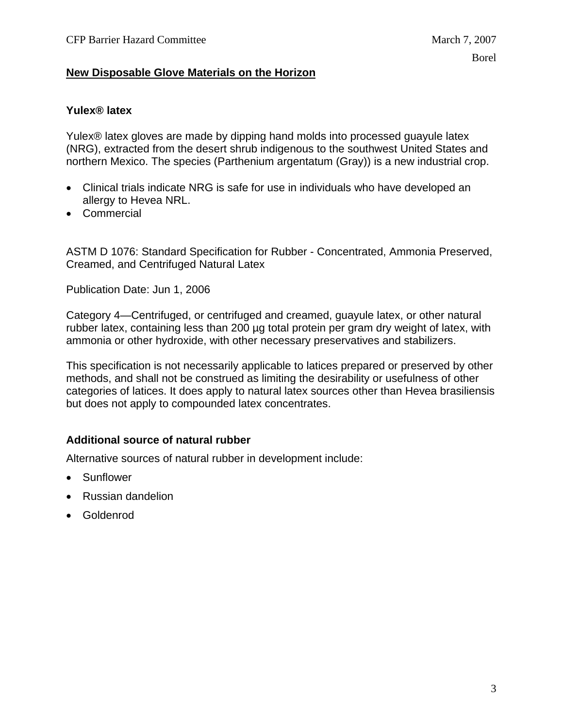## New Disposable Glove Materials on the Horizon

### Yulex® latex

Yulex® latex gloves are made by dipping hand molds into processed guayule latex (NRG), extracted from the desert shrub indigenous to the southwest United States and northern Mexico. The species (Parthenium argentatum (Gray)) is a new industrial crop.

- Clinical trials indicate NRG is safe for use in individuals who have developed an allergy to Hevea NRL.
- Commercial

ASTM D 1076: Standard Specification for Rubber - Concentrated, Ammonia Preserved, Creamed, and Centrifuged Natural Latex

Publication Date: Jun 1, 2006

Category 4—Centrifuged, or centrifuged and creamed, guayule latex, or other natural rubber latex, containing less than 200 µg total protein per gram dry weight of latex, with ammonia or other hydroxide, with other necessary preservatives and stabilizers.

This specification is not necessarily applicable to latices prepared or preserved by other methods, and shall not be construed as limiting the desirability or usefulness of other categories of latices. It does apply to natural latex sources other than Hevea brasiliensis but does not apply to compounded latex concentrates.

### Additional source of natural rubber

Alternative sources of natural rubber in development include:

- Sunflower
- Russian dandelion
- Goldenrod